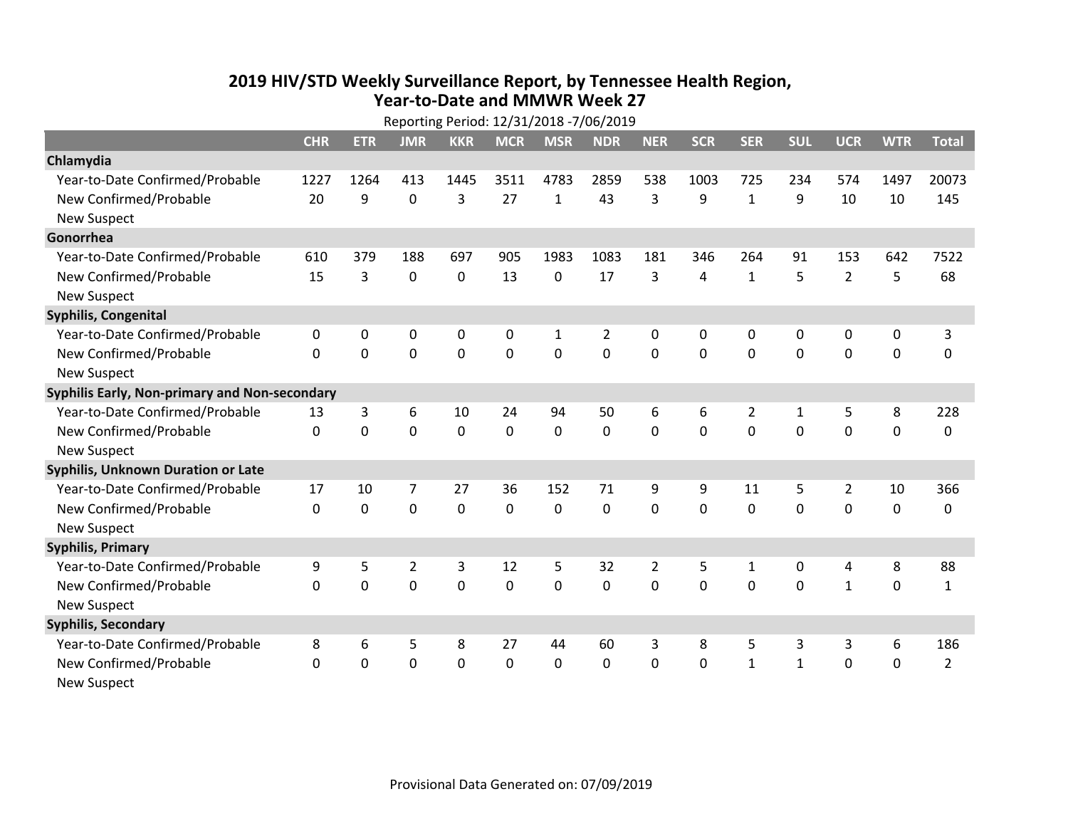# 2019 HIV/STD Weekly Surveillance Report, by Tennessee Health Region, Year-to-Date and MMWR Week 27

Reporting Period: 12/31/2018 -7/06/2019

| | CHR | ETR | JMR | KKR | MCR | MSR | NDR | NER | SCR | SER | SUL | UCR | WTR | Total |
|---|---|---|---|---|---|---|---|---|---|---|---|---|---|---|
| **Chlamydia** | | | | | | | | | | | | | | |
| Year-to-Date Confirmed/Probable | 1227 | 1264 | 413 | 1445 | 3511 | 4783 | 2859 | 538 | 1003 | 725 | 234 | 574 | 1497 | 20073 |
| New Confirmed/Probable | 20 | 9 | 0 | 3 | 27 | 1 | 43 | 3 | 9 | 1 | 9 | 10 | 10 | 145 |
| New Suspect | | | | | | | | | | | | | | |
| **Gonorrhea** | | | | | | | | | | | | | | |
| Year-to-Date Confirmed/Probable | 610 | 379 | 188 | 697 | 905 | 1983 | 1083 | 181 | 346 | 264 | 91 | 153 | 642 | 7522 |
| New Confirmed/Probable | 15 | 3 | 0 | 0 | 13 | 0 | 17 | 3 | 4 | 1 | 5 | 2 | 5 | 68 |
| New Suspect | | | | | | | | | | | | | | |
| **Syphilis, Congenital** | | | | | | | | | | | | | | |
| Year-to-Date Confirmed/Probable | 0 | 0 | 0 | 0 | 0 | 1 | 2 | 0 | 0 | 0 | 0 | 0 | 0 | 3 |
| New Confirmed/Probable | 0 | 0 | 0 | 0 | 0 | 0 | 0 | 0 | 0 | 0 | 0 | 0 | 0 | 0 |
| New Suspect | | | | | | | | | | | | | | |
| **Syphilis Early, Non-primary and Non-secondary** | | | | | | | | | | | | | | |
| Year-to-Date Confirmed/Probable | 13 | 3 | 6 | 10 | 24 | 94 | 50 | 6 | 6 | 2 | 1 | 5 | 8 | 228 |
| New Confirmed/Probable | 0 | 0 | 0 | 0 | 0 | 0 | 0 | 0 | 0 | 0 | 0 | 0 | 0 | 0 |
| New Suspect | | | | | | | | | | | | | | |
| **Syphilis, Unknown Duration or Late** | | | | | | | | | | | | | | |
| Year-to-Date Confirmed/Probable | 17 | 10 | 7 | 27 | 36 | 152 | 71 | 9 | 9 | 11 | 5 | 2 | 10 | 366 |
| New Confirmed/Probable | 0 | 0 | 0 | 0 | 0 | 0 | 0 | 0 | 0 | 0 | 0 | 0 | 0 | 0 |
| New Suspect | | | | | | | | | | | | | | |
| **Syphilis, Primary** | | | | | | | | | | | | | | |
| Year-to-Date Confirmed/Probable | 9 | 5 | 2 | 3 | 12 | 5 | 32 | 2 | 5 | 1 | 0 | 4 | 8 | 88 |
| New Confirmed/Probable | 0 | 0 | 0 | 0 | 0 | 0 | 0 | 0 | 0 | 0 | 0 | 1 | 0 | 1 |
| New Suspect | | | | | | | | | | | | | | |
| **Syphilis, Secondary** | | | | | | | | | | | | | | |
| Year-to-Date Confirmed/Probable | 8 | 6 | 5 | 8 | 27 | 44 | 60 | 3 | 8 | 5 | 3 | 3 | 6 | 186 |
| New Confirmed/Probable | 0 | 0 | 0 | 0 | 0 | 0 | 0 | 0 | 0 | 1 | 1 | 0 | 0 | 2 |
| New Suspect | | | | | | | | | | | | | | |

Provisional Data Generated on: 07/09/2019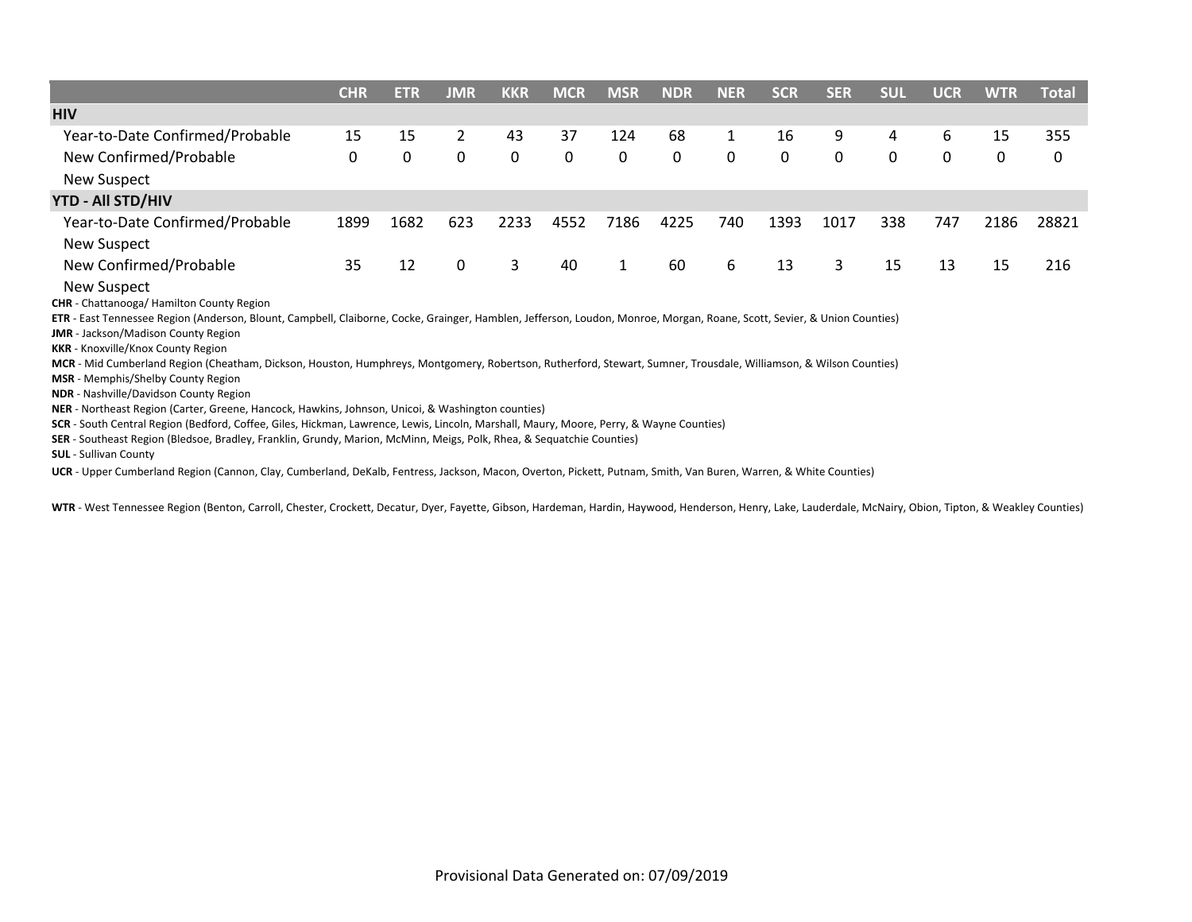| | CHR | ETR | JMR | KKR | MCR | MSR | NDR | NER | SCR | SER | SUL | UCR | WTR | Total |
|---|---|---|---|---|---|---|---|---|---|---|---|---|---|---|
| **HIV** | | | | | | | | | | | | | | |
| Year-to-Date Confirmed/Probable | 15 | 15 | 2 | 43 | 37 | 124 | 68 | 1 | 16 | 9 | 4 | 6 | 15 | 355 |
| New Confirmed/Probable | 0 | 0 | 0 | 0 | 0 | 0 | 0 | 0 | 0 | 0 | 0 | 0 | 0 | 0 |
| New Suspect | | | | | | | | | | | | | | |
| **YTD - All STD/HIV** | | | | | | | | | | | | | | |
| Year-to-Date Confirmed/Probable | 1899 | 1682 | 623 | 2233 | 4552 | 7186 | 4225 | 740 | 1393 | 1017 | 338 | 747 | 2186 | 28821 |
| New Suspect | | | | | | | | | | | | | | |
| New Confirmed/Probable | 35 | 12 | 0 | 3 | 40 | 1 | 60 | 6 | 13 | 3 | 15 | 13 | 15 | 216 |
| New Suspect | | | | | | | | | | | | | | |

**CHR** - Chattanooga/ Hamilton County Region

**ETR** - East Tennessee Region (Anderson, Blount, Campbell, Claiborne, Cocke, Grainger, Hamblen, Jefferson, Loudon, Monroe, Morgan, Roane, Scott, Sevier, & Union Counties)

**JMR** - Jackson/Madison County Region

**KKR** - Knoxville/Knox County Region

**MCR** - Mid Cumberland Region (Cheatham, Dickson, Houston, Humphreys, Montgomery, Robertson, Rutherford, Stewart, Sumner, Trousdale, Williamson, & Wilson Counties)

**MSR** - Memphis/Shelby County Region

**NDR** - Nashville/Davidson County Region

**NER** - Northeast Region (Carter, Greene, Hancock, Hawkins, Johnson, Unicoi, & Washington counties)

**SCR** - South Central Region (Bedford, Coffee, Giles, Hickman, Lawrence, Lewis, Lincoln, Marshall, Maury, Moore, Perry, & Wayne Counties)

**SER** - Southeast Region (Bledsoe, Bradley, Franklin, Grundy, Marion, McMinn, Meigs, Polk, Rhea, & Sequatchie Counties)

**SUL** - Sullivan County

**UCR** - Upper Cumberland Region (Cannon, Clay, Cumberland, DeKalb, Fentress, Jackson, Macon, Overton, Pickett, Putnam, Smith, Van Buren, Warren, & White Counties)

**WTR** - West Tennessee Region (Benton, Carroll, Chester, Crockett, Decatur, Dyer, Fayette, Gibson, Hardeman, Hardin, Haywood, Henderson, Henry, Lake, Lauderdale, McNairy, Obion, Tipton, & Weakley Counties)

Provisional Data Generated on: 07/09/2019